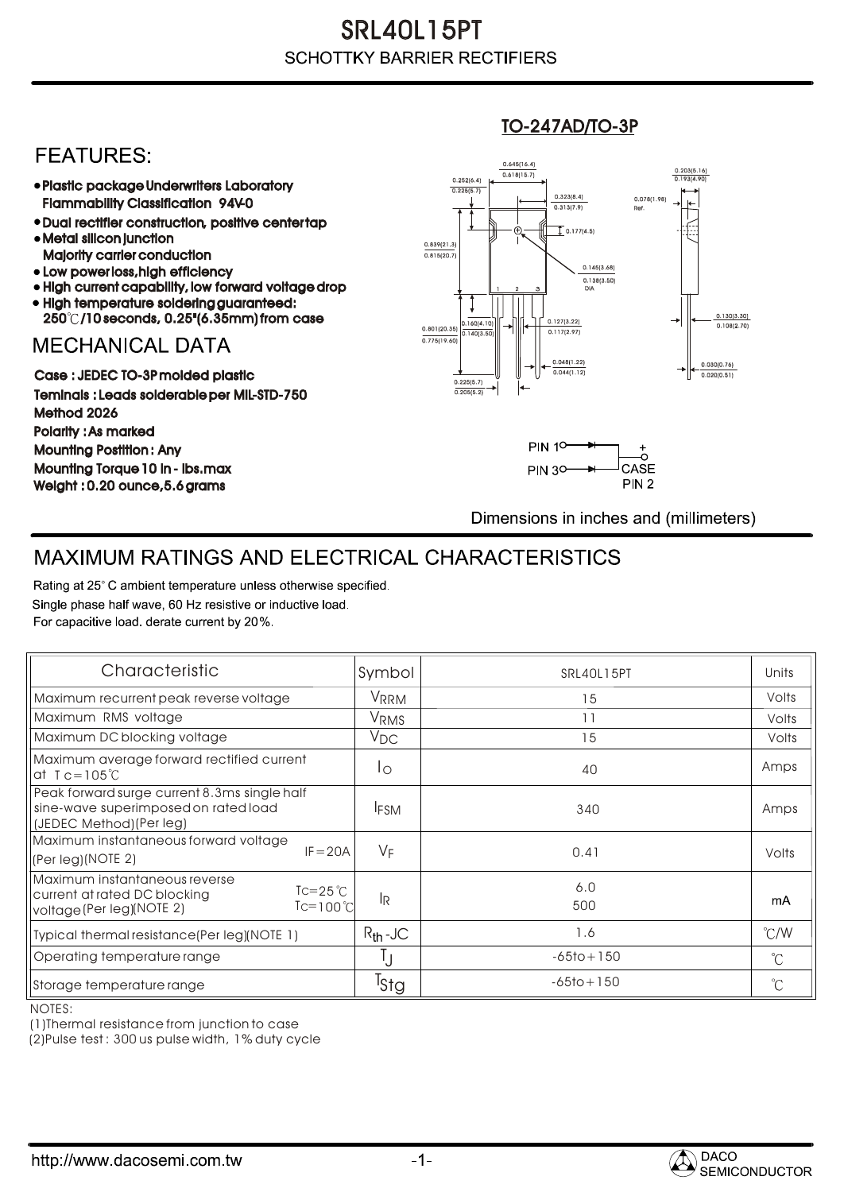# SRL40L15PT

## SCHOTTKY BARRIER RECTIFIERS

TO-247AD/TO-3P

## FEATURES:

- Plastic package Underwriters Laboratory Flammability Classification 94V-0
- Dual rectifier construction, positive center tap
- Metal silicon junction Majority carrier conduction
- Low power loss, high efficiency
- High current capability, low forward voltage drop
- High temperature soldering guaranteed: 250℃/10 seconds, 0.25"(6.35mm) from case

## MECHANICAL DATA

Case : JEDEC TO-3P molded plastic
Teminals : Leads solderable per MIL-STD-750 Method 2026
Polarity : As marked
Mounting Postition : Any
Mounting Torque 10 in - lbs.max
Weight : 0.20 ounce, 5.6 grams

0.645(16.4)
0.618(15.7)
0.252(6.4)
0.225(5.7)
0.323(8.4)
0.313(7.9)
0.203(5.16)
0.193(4.90)
0.078(1.98) Ref.
0.177(4.5)
0.839(21.3)
0.815(20.7)
0.145(3.68)
0.138(3.50) DIA
0.801(20.35)
0.775(19.60)
0.160(4.10)
0.140(3.50)
0.127(3.22)
0.117(2.97)
0.130(3.30)
0.108(2.70)
0.048(1.22)
0.044(1.12)
0.030(0.76)
0.020(0.51)
0.225(5.7)
0.205(5.2)

PIN 1
PIN 3
+
CASE
PIN 2

Dimensions in inches and (millimeters)

## MAXIMUM RATINGS AND ELECTRICAL CHARACTERISTICS

Rating at 25° C ambient temperature unless otherwise specified.
Single phase half wave, 60 Hz resistive or inductive load.
For capacitive load. derate current by 20%.

| Characteristic | | Symbol | SRL40L15PT | Units |
|---|---|---|---|---|
| Maximum recurrent peak reverse voltage | | $V_{RRM}$ | 15 | Volts |
| Maximum RMS voltage | | $V_{RMS}$ | 11 | Volts |
| Maximum DC blocking voltage | | $V_{DC}$ | 15 | Volts |
| Maximum average forward rectified current at Tc=105℃ | | $I_O$ | 40 | Amps |
| Peak forward surge current 8.3ms single half sine-wave superimposed on rated load (JEDEC Method)(Per leg) | | $I_{FSM}$ | 340 | Amps |
| Maximum instantaneous forward voltage (Per leg)(NOTE 2) | IF=20A | $V_F$ | 0.41 | Volts |
| Maximum instantaneous reverse current at rated DC blocking voltage (Per leg)(NOTE 2) | Tc=25℃ | $I_R$ | 6.0 | mA |
| | Tc=100℃ | | 500 | |
| Typical thermal resistance(Per leg)(NOTE 1) | | $R_{th}$-JC | 1.6 | ℃/W |
| Operating temperature range | | $T_J$ | -65to+150 | ℃ |
| Storage temperature range | | $T_{Stg}$ | -65to+150 | ℃ |

NOTES:
(1)Thermal resistance from junction to case
(2)Pulse test : 300 us pulse width, 1% duty cycle

http://www.dacosemi.com.tw
DACO SEMICONDUCTOR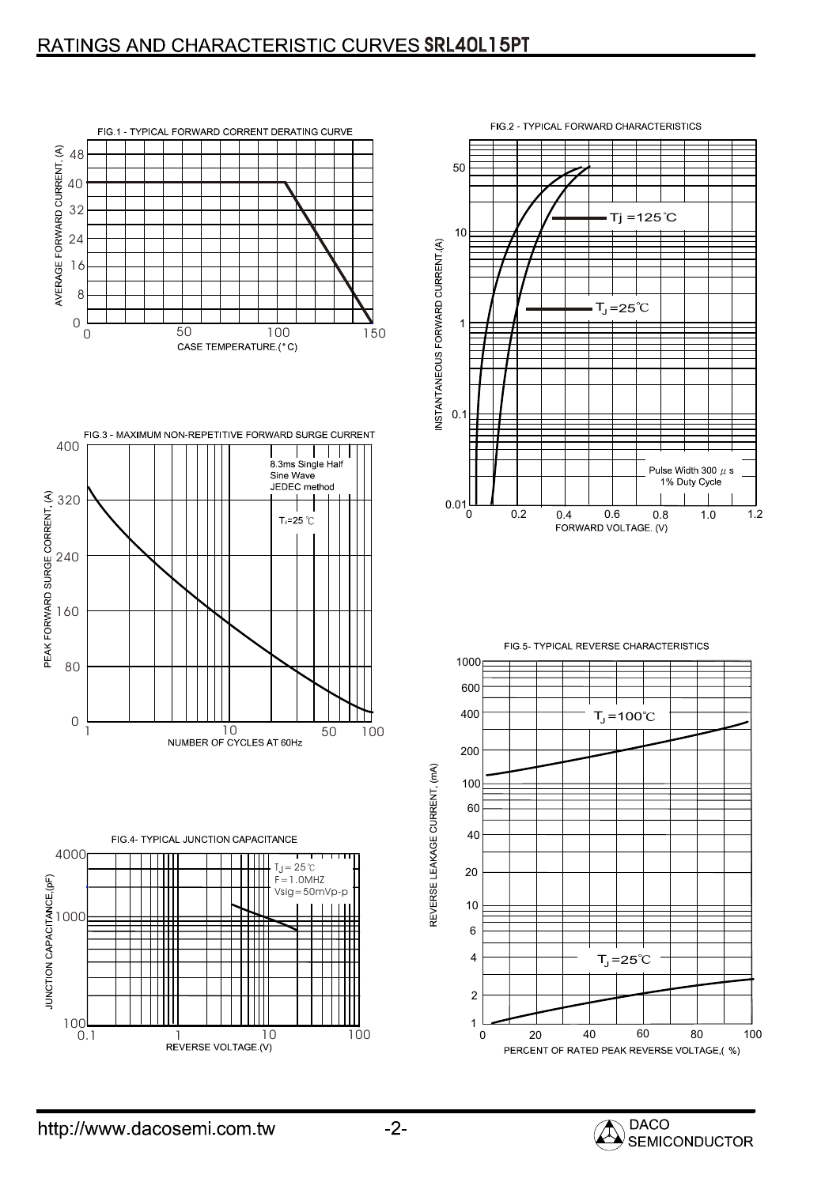# RATINGS AND CHARACTERISTIC CURVES SRL40L15PT

FIG.1 - TYPICAL FORWARD CORRENT DERATING CURVE

AVERAGE FORWARD CURRENT, (A)

48
40
32
24
16
8
0

0 50 100 150

CASE TEMPERATURE.(°C)

FIG.2 - TYPICAL FORWARD CHARACTERISTICS

INSTANTANEOUS FORWARD CURRENT,(A)

50
10
1
0.1
0.01

0 0.2 0.4 0.6 0.8 1.0 1.2

FORWARD VOLTAGE. (V)

Tj =125°C

$T_J$=25°C

Pulse Width 300 μ s
1% Duty Cycle

FIG.3 - MAXIMUM NON-REPETITIVE FORWARD SURGE CURRENT

PEAK FORWARD SURGE CORRENT, (A)

400
320
240
160
80
0

1 10 50 100

NUMBER OF CYCLES AT 60Hz

8.3ms Single Half
Sine Wave
JEDEC method

$T_J$=25 ℃

FIG.4- TYPICAL JUNCTION CAPACITANCE

JUNCTION CAPACITANCE,(pF)

4000
1000
100

0.1 1 10 100

REVERSE VOLTAGE.(V)

$T_J$= 25 ℃
F=1.0MHZ
Vsig=50mVp-p

FIG.5- TYPICAL REVERSE CHARACTERISTICS

REVERSE LEAKAGE CURRENT, (mA)

1000
600
400
200
100
60
40
20
10
6
4
2
1

0 20 40 60 80 100

PERCENT OF RATED PEAK REVERSE VOLTAGE,( %)

$T_J$=100℃

$T_J$=25℃